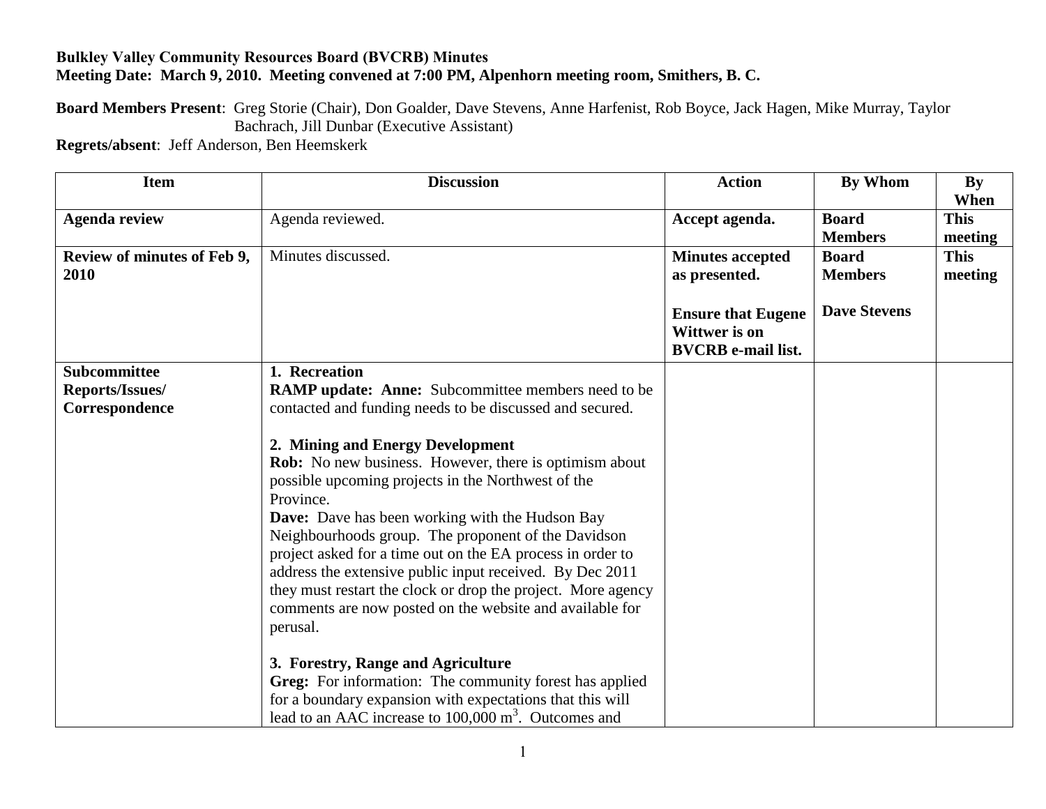**Bulkley Valley Community Resources Board (BVCRB) Minutes**
**Meeting Date: March 9, 2010. Meeting convened at 7:00 PM, Alpenhorn meeting room, Smithers, B. C.**

**Board Members Present**: Greg Storie (Chair), Don Goalder, Dave Stevens, Anne Harfenist, Rob Boyce, Jack Hagen, Mike Murray, Taylor Bachrach, Jill Dunbar (Executive Assistant)
**Regrets/absent**: Jeff Anderson, Ben Heemskerk

| Item | Discussion | Action | By Whom | By When |
|---|---|---|---|---|
| **Agenda review** | Agenda reviewed. | **Accept agenda.** | **Board Members** | **This meeting** |
| **Review of minutes of Feb 9, 2010** | Minutes discussed. | **Minutes accepted as presented.**<br><br>**Ensure that Eugene Wittwer is on BVCRB e-mail list.** | **Board Members**<br><br>**Dave Stevens** | **This meeting** |
| **Subcommittee Reports/Issues/ Correspondence** | **1. Recreation**<br>**RAMP update: Anne:** Subcommittee members need to be contacted and funding needs to be discussed and secured.<br><br>**2. Mining and Energy Development**<br>**Rob:** No new business. However, there is optimism about possible upcoming projects in the Northwest of the Province.<br>**Dave:** Dave has been working with the Hudson Bay Neighbourhoods group. The proponent of the Davidson project asked for a time out on the EA process in order to address the extensive public input received. By Dec 2011 they must restart the clock or drop the project. More agency comments are now posted on the website and available for perusal.<br><br>**3. Forestry, Range and Agriculture**<br>**Greg:** For information: The community forest has applied for a boundary expansion with expectations that this will lead to an AAC increase to 100,000 $m^3$. Outcomes and | | | |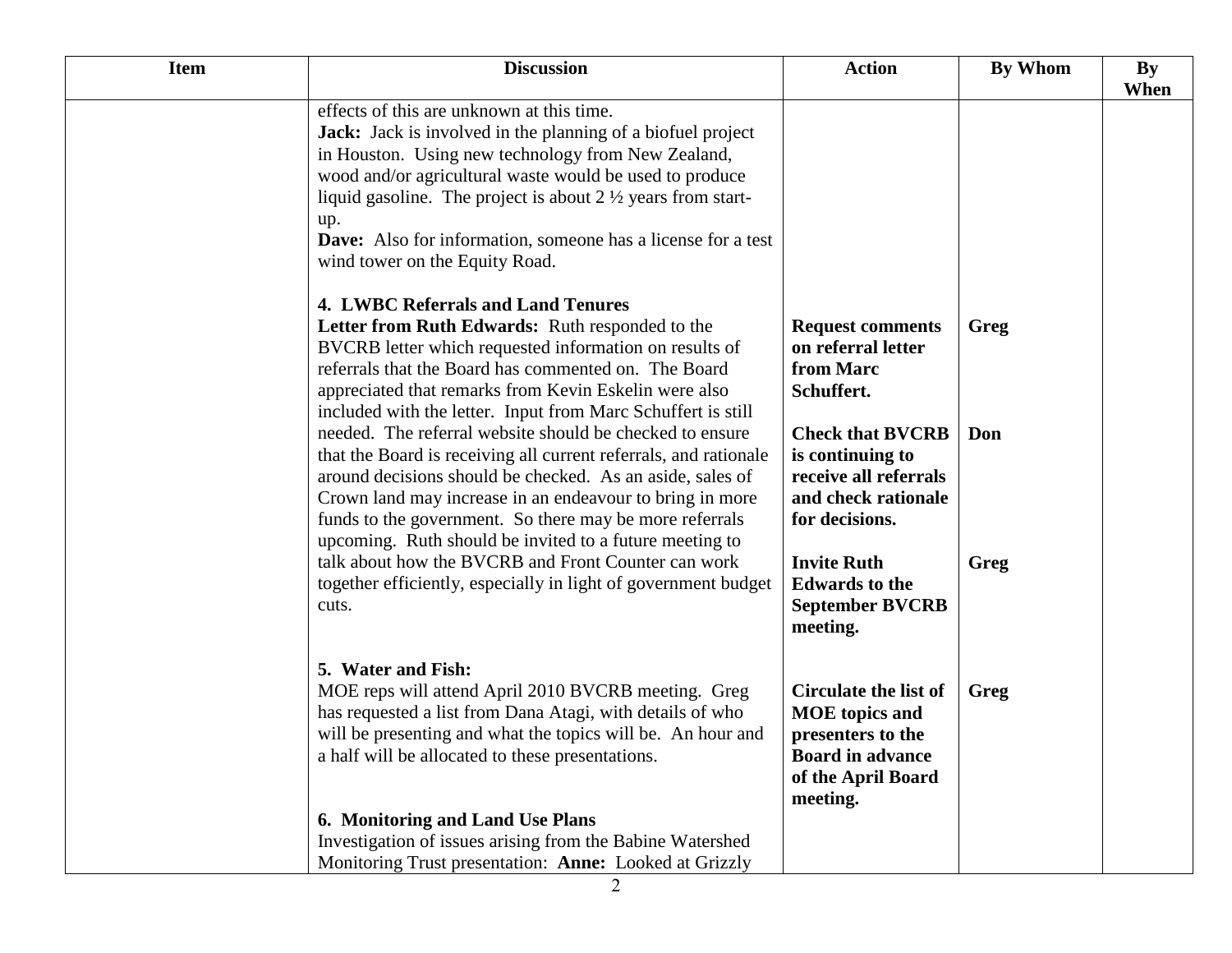| Item | Discussion | Action | By Whom | By When |
|---|---|---|---|---|
| | effects of this are unknown at this time.<br>**Jack:** Jack is involved in the planning of a biofuel project in Houston. Using new technology from New Zealand, wood and/or agricultural waste would be used to produce liquid gasoline. The project is about 2 ½ years from start-up.<br>**Dave:** Also for information, someone has a license for a test wind tower on the Equity Road. | | | |
| | **4. LWBC Referrals and Land Tenures**<br>**Letter from Ruth Edwards:** Ruth responded to the BVCRB letter which requested information on results of referrals that the Board has commented on. The Board appreciated that remarks from Kevin Eskelin were also included with the letter. Input from Marc Schuffert is still needed. The referral website should be checked to ensure that the Board is receiving all current referrals, and rationale around decisions should be checked. As an aside, sales of Crown land may increase in an endeavour to bring in more funds to the government. So there may be more referrals upcoming. Ruth should be invited to a future meeting to talk about how the BVCRB and Front Counter can work together efficiently, especially in light of government budget cuts. | **Request comments on referral letter from Marc Schuffert.**<br><br>**Check that BVCRB is continuing to receive all referrals and check rationale for decisions.**<br><br>**Invite Ruth Edwards to the September BVCRB meeting.** | **Greg**<br><br>**Don**<br><br>**Greg** | |
| | **5. Water and Fish:**<br>MOE reps will attend April 2010 BVCRB meeting. Greg has requested a list from Dana Atagi, with details of who will be presenting and what the topics will be. An hour and a half will be allocated to these presentations. | **Circulate the list of MOE topics and presenters to the Board in advance of the April Board meeting.** | **Greg** | |
| | **6. Monitoring and Land Use Plans**<br>Investigation of issues arising from the Babine Watershed Monitoring Trust presentation: **Anne:** Looked at Grizzly | | | |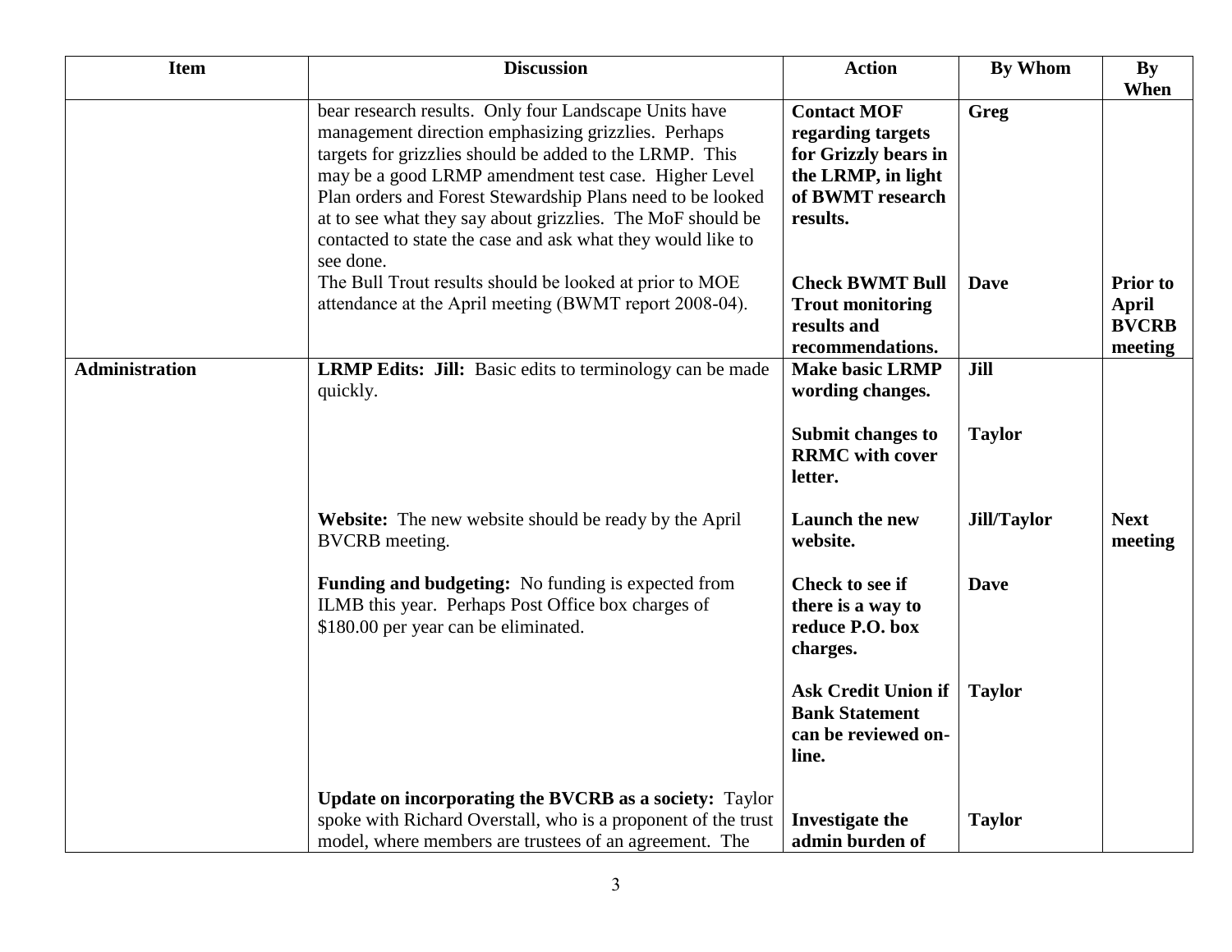| Item | Discussion | Action | By Whom | By When |
|---|---|---|---|---|
| | bear research results. Only four Landscape Units have management direction emphasizing grizzlies. Perhaps targets for grizzlies should be added to the LRMP. This may be a good LRMP amendment test case. Higher Level Plan orders and Forest Stewardship Plans need to be looked at to see what they say about grizzlies. The MoF should be contacted to state the case and ask what they would like to see done. | **Contact MOF regarding targets for Grizzly bears in the LRMP, in light of BWMT research results.** | **Greg** | |
| | The Bull Trout results should be looked at prior to MOE attendance at the April meeting (BWMT report 2008-04). | **Check BWMT Bull Trout monitoring results and recommendations.** | **Dave** | **Prior to April BVCRB meeting** |
| **Administration** | **LRMP Edits: Jill:** Basic edits to terminology can be made quickly. | **Make basic LRMP wording changes.** | **Jill** | |
| | | **Submit changes to RRMC with cover letter.** | **Taylor** | |
| | **Website:** The new website should be ready by the April BVCRB meeting. | **Launch the new website.** | **Jill/Taylor** | **Next meeting** |
| | **Funding and budgeting:** No funding is expected from ILMB this year. Perhaps Post Office box charges of \$180.00 per year can be eliminated. | **Check to see if there is a way to reduce P.O. box charges.** | **Dave** | |
| | | **Ask Credit Union if Bank Statement can be reviewed on-line.** | **Taylor** | |
| | **Update on incorporating the BVCRB as a society:** Taylor spoke with Richard Overstall, who is a proponent of the trust model, where members are trustees of an agreement. The | **Investigate the admin burden of** | **Taylor** | |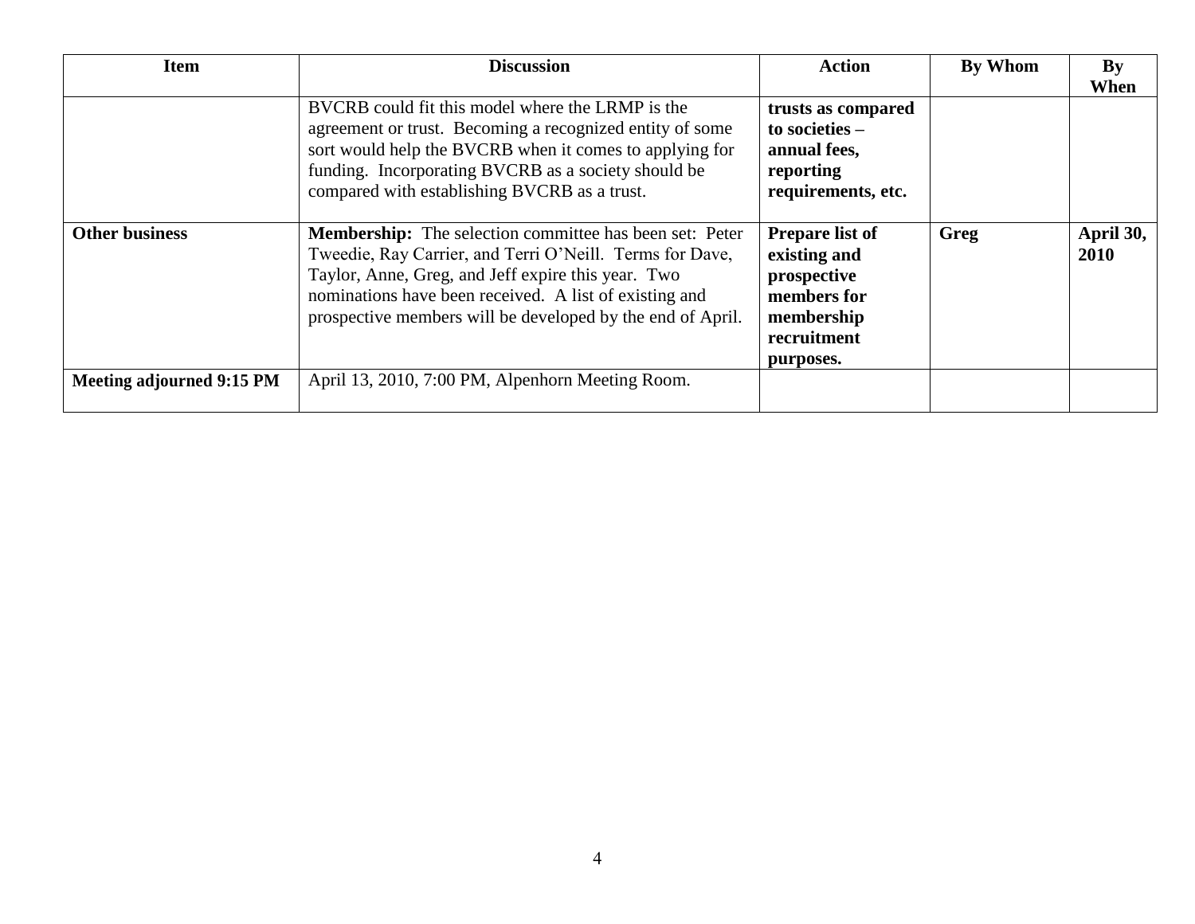| Item | Discussion | Action | By Whom | By When |
|---|---|---|---|---|
| | BVCRB could fit this model where the LRMP is the agreement or trust. Becoming a recognized entity of some sort would help the BVCRB when it comes to applying for funding. Incorporating BVCRB as a society should be compared with establishing BVCRB as a trust. | **trusts as compared to societies – annual fees, reporting requirements, etc.** | | |
| **Other business** | **Membership:** The selection committee has been set: Peter Tweedie, Ray Carrier, and Terri O'Neill. Terms for Dave, Taylor, Anne, Greg, and Jeff expire this year. Two nominations have been received. A list of existing and prospective members will be developed by the end of April. | **Prepare list of existing and prospective members for membership recruitment purposes.** | **Greg** | **April 30, 2010** |
| **Meeting adjourned 9:15 PM** | April 13, 2010, 7:00 PM, Alpenhorn Meeting Room. | | | |